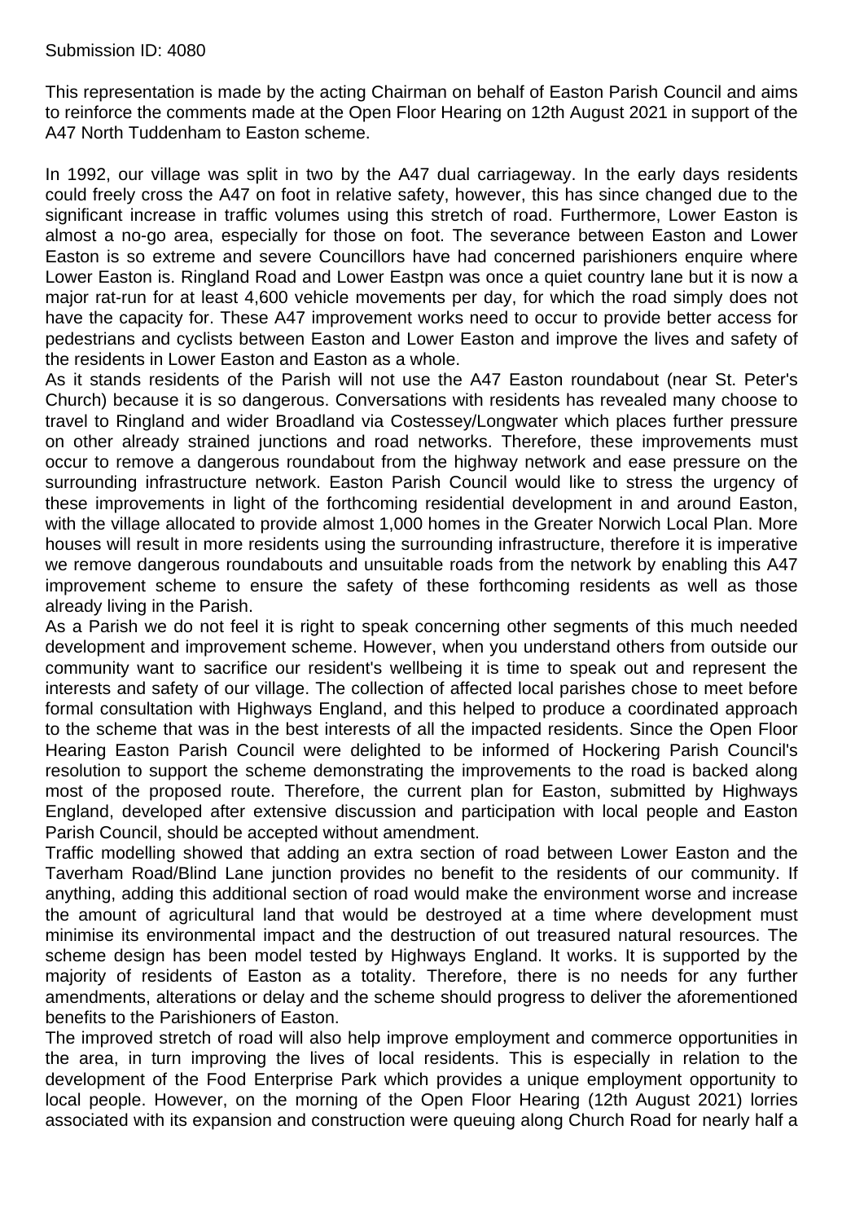Submission ID: 4080

This representation is made by the acting Chairman on behalf of Easton Parish Council and aims to reinforce the comments made at the Open Floor Hearing on 12th August 2021 in support of the A47 North Tuddenham to Easton scheme.

In 1992, our village was split in two by the A47 dual carriageway. In the early days residents could freely cross the A47 on foot in relative safety, however, this has since changed due to the significant increase in traffic volumes using this stretch of road. Furthermore, Lower Easton is almost a no-go area, especially for those on foot. The severance between Easton and Lower Easton is so extreme and severe Councillors have had concerned parishioners enquire where Lower Easton is. Ringland Road and Lower Eastpn was once a quiet country lane but it is now a major rat-run for at least 4,600 vehicle movements per day, for which the road simply does not have the capacity for. These A47 improvement works need to occur to provide better access for pedestrians and cyclists between Easton and Lower Easton and improve the lives and safety of the residents in Lower Easton and Easton as a whole.

As it stands residents of the Parish will not use the A47 Easton roundabout (near St. Peter's Church) because it is so dangerous. Conversations with residents has revealed many choose to travel to Ringland and wider Broadland via Costessey/Longwater which places further pressure on other already strained junctions and road networks. Therefore, these improvements must occur to remove a dangerous roundabout from the highway network and ease pressure on the surrounding infrastructure network. Easton Parish Council would like to stress the urgency of these improvements in light of the forthcoming residential development in and around Easton, with the village allocated to provide almost 1,000 homes in the Greater Norwich Local Plan. More houses will result in more residents using the surrounding infrastructure, therefore it is imperative we remove dangerous roundabouts and unsuitable roads from the network by enabling this A47 improvement scheme to ensure the safety of these forthcoming residents as well as those already living in the Parish.

As a Parish we do not feel it is right to speak concerning other segments of this much needed development and improvement scheme. However, when you understand others from outside our community want to sacrifice our resident's wellbeing it is time to speak out and represent the interests and safety of our village. The collection of affected local parishes chose to meet before formal consultation with Highways England, and this helped to produce a coordinated approach to the scheme that was in the best interests of all the impacted residents. Since the Open Floor Hearing Easton Parish Council were delighted to be informed of Hockering Parish Council's resolution to support the scheme demonstrating the improvements to the road is backed along most of the proposed route. Therefore, the current plan for Easton, submitted by Highways England, developed after extensive discussion and participation with local people and Easton Parish Council, should be accepted without amendment.

Traffic modelling showed that adding an extra section of road between Lower Easton and the Taverham Road/Blind Lane junction provides no benefit to the residents of our community. If anything, adding this additional section of road would make the environment worse and increase the amount of agricultural land that would be destroyed at a time where development must minimise its environmental impact and the destruction of out treasured natural resources. The scheme design has been model tested by Highways England. It works. It is supported by the majority of residents of Easton as a totality. Therefore, there is no needs for any further amendments, alterations or delay and the scheme should progress to deliver the aforementioned benefits to the Parishioners of Easton.

The improved stretch of road will also help improve employment and commerce opportunities in the area, in turn improving the lives of local residents. This is especially in relation to the development of the Food Enterprise Park which provides a unique employment opportunity to local people. However, on the morning of the Open Floor Hearing (12th August 2021) lorries associated with its expansion and construction were queuing along Church Road for nearly half a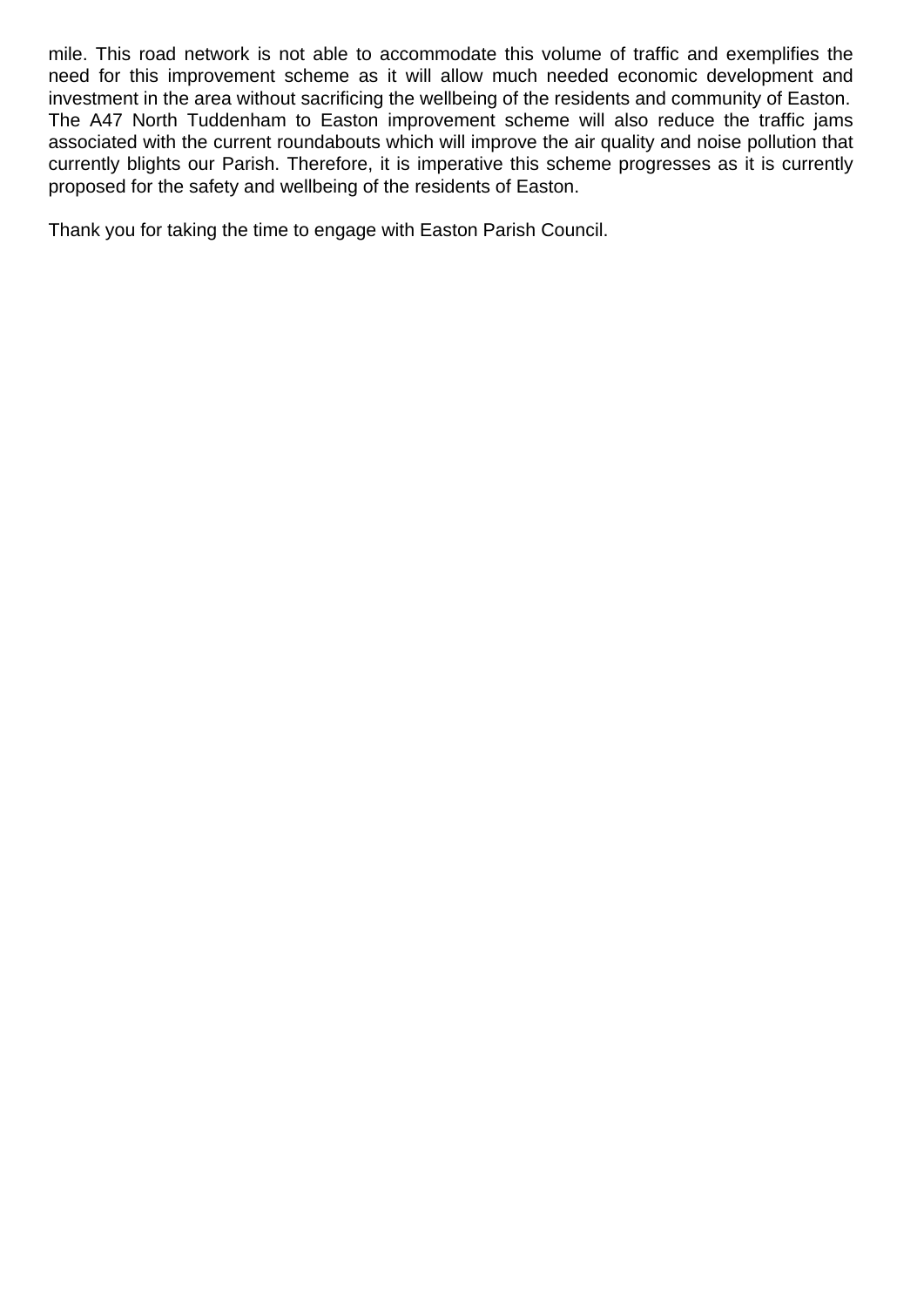mile. This road network is not able to accommodate this volume of traffic and exemplifies the need for this improvement scheme as it will allow much needed economic development and investment in the area without sacrificing the wellbeing of the residents and community of Easton. The A47 North Tuddenham to Easton improvement scheme will also reduce the traffic jams associated with the current roundabouts which will improve the air quality and noise pollution that currently blights our Parish. Therefore, it is imperative this scheme progresses as it is currently proposed for the safety and wellbeing of the residents of Easton.

Thank you for taking the time to engage with Easton Parish Council.